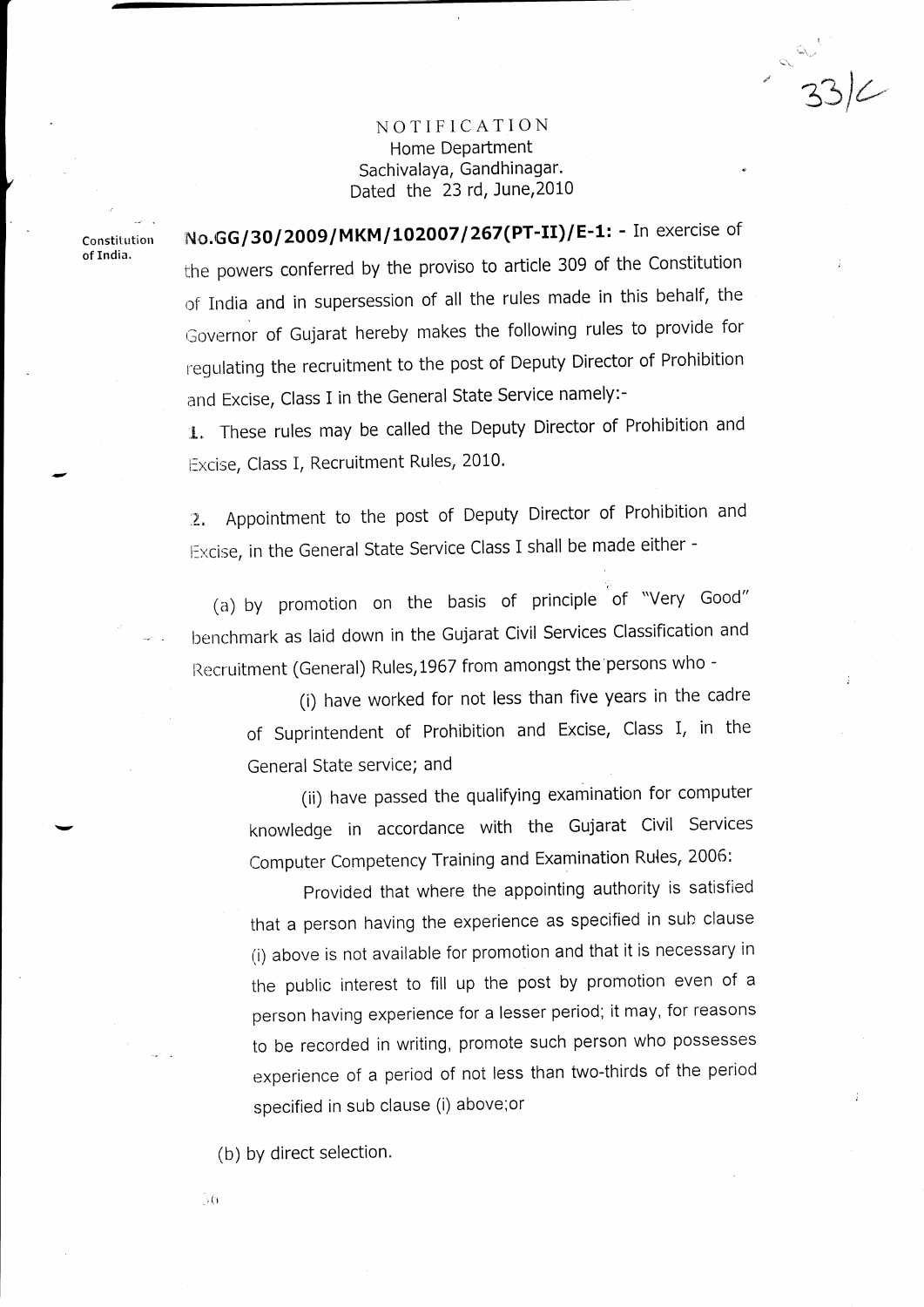# NOTIFICATION

Home Department
Sachivalaya, Gandhinagar.
Dated the 23 rd, June,2010

Constitution of India.

**No.GG/30/2009/MKM/102007/267(PT-II)/E-1:** - In exercise of the powers conferred by the proviso to article 309 of the Constitution of India and in supersession of all the rules made in this behalf, the Governor of Gujarat hereby makes the following rules to provide for regulating the recruitment to the post of Deputy Director of Prohibition and Excise, Class I in the General State Service namely:-

1. These rules may be called the Deputy Director of Prohibition and Excise, Class I, Recruitment Rules, 2010.

2. Appointment to the post of Deputy Director of Prohibition and Excise, in the General State Service Class I shall be made either -

(a) by promotion on the basis of principle of "Very Good" benchmark as laid down in the Gujarat Civil Services Classification and Recruitment (General) Rules,1967 from amongst the persons who -

(i) have worked for not less than five years in the cadre of Suprintendent of Prohibition and Excise, Class I, in the General State service; and

(ii) have passed the qualifying examination for computer knowledge in accordance with the Gujarat Civil Services Computer Competency Training and Examination Rules, 2006:

Provided that where the appointing authority is satisfied that a person having the experience as specified in sub clause (i) above is not available for promotion and that it is necessary in the public interest to fill up the post by promotion even of a person having experience for a lesser period; it may, for reasons to be recorded in writing, promote such person who possesses experience of a period of not less than two-thirds of the period specified in sub clause (i) above;or

(b) by direct selection.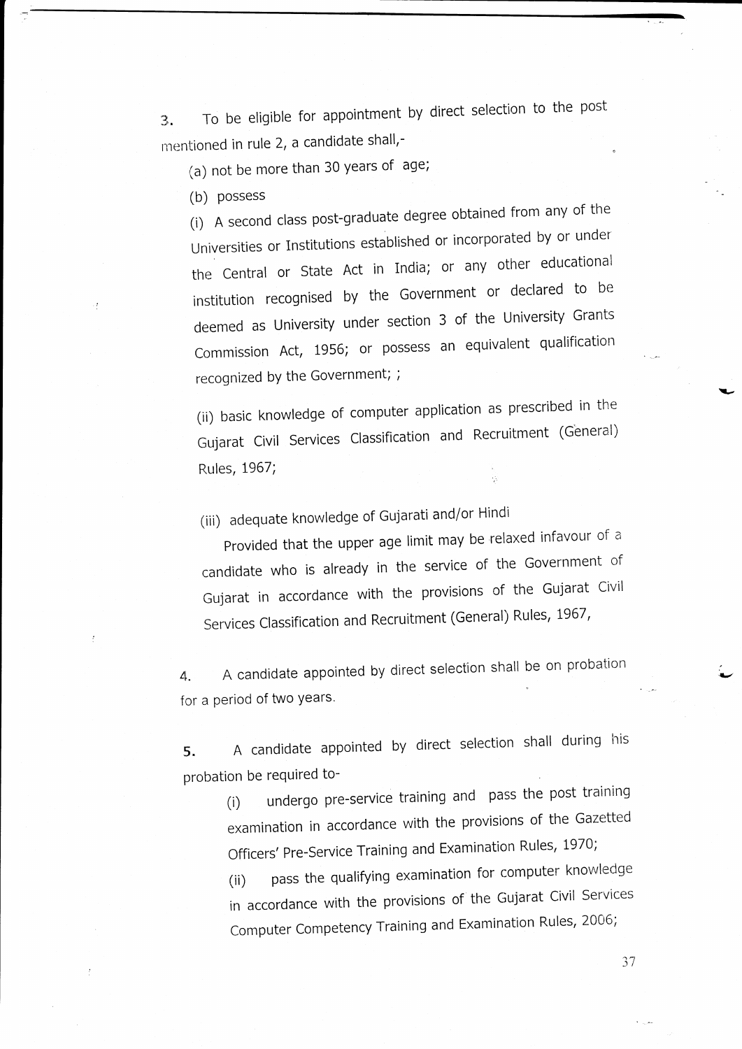3. To be eligible for appointment by direct selection to the post mentioned in rule 2, a candidate shall,-

(a) not be more than 30 years of age;

(b) possess

(i) A second class post-graduate degree obtained from any of the Universities or Institutions established or incorporated by or under the Central or State Act in India; or any other educational institution recognised by the Government or declared to be deemed as University under section 3 of the University Grants Commission Act, 1956; or possess an equivalent qualification recognized by the Government; ;

(ii) basic knowledge of computer application as prescribed in the Gujarat Civil Services Classification and Recruitment (General) Rules, 1967;

(iii) adequate knowledge of Gujarati and/or Hindi

Provided that the upper age limit may be relaxed infavour of a candidate who is already in the service of the Government of Gujarat in accordance with the provisions of the Gujarat Civil Services Classification and Recruitment (General) Rules, 1967,

4. A candidate appointed by direct selection shall be on probation for a period of two years.

5. A candidate appointed by direct selection shall during his probation be required to-

(i) undergo pre-service training and pass the post training examination in accordance with the provisions of the Gazetted Officers' Pre-Service Training and Examination Rules, 1970;

(ii) pass the qualifying examination for computer knowledge in accordance with the provisions of the Gujarat Civil Services Computer Competency Training and Examination Rules, 2006;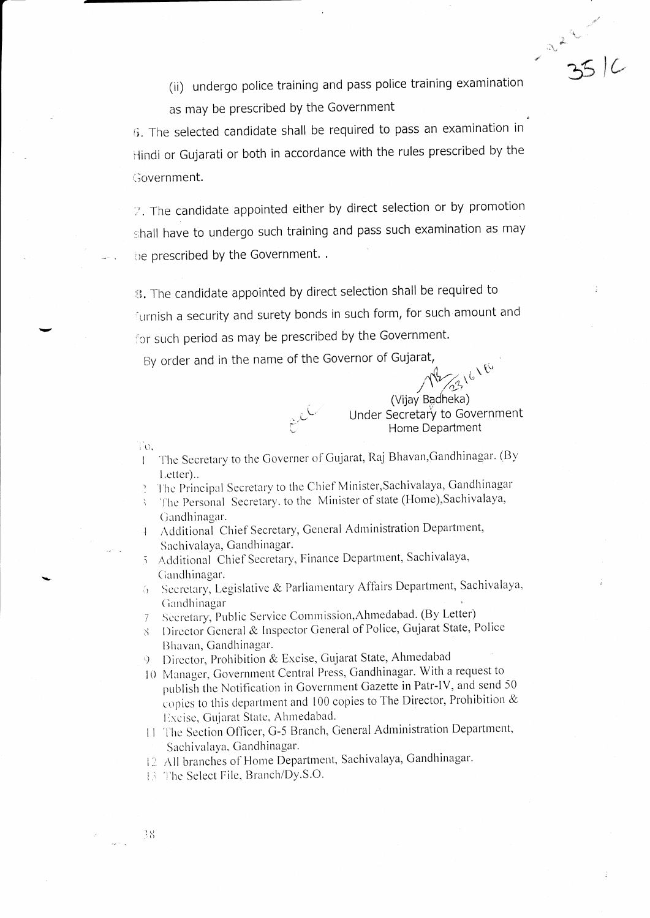(ii) undergo police training and pass police training examination as may be prescribed by the Government

6. The selected candidate shall be required to pass an examination in Hindi or Gujarati or both in accordance with the rules prescribed by the Government.

7. The candidate appointed either by direct selection or by promotion shall have to undergo such training and pass such examination as may be prescribed by the Government. .

8. The candidate appointed by direct selection shall be required to furnish a security and surety bonds in such form, for such amount and for such period as may be prescribed by the Government.

By order and in the name of the Governor of Gujarat,

(Vijay Badheka)
Under Secretary to Government
Home Department

To,

1. The Secretary to the Governer of Gujarat, Raj Bhavan,Gandhinagar. (By Letter)..
2. The Principal Secretary to the Chief Minister,Sachivalaya, Gandhinagar
3. The Personal Secretary. to the Minister of state (Home),Sachivalaya, Gandhinagar.
4. Additional Chief Secretary, General Administration Department, Sachivalaya, Gandhinagar.
5. Additional Chief Secretary, Finance Department, Sachivalaya, Gandhinagar.
6. Secretary, Legislative & Parliamentary Affairs Department, Sachivalaya, Gandhinagar
7. Secretary, Public Service Commission,Ahmedabad. (By Letter)
8. Director General & Inspector General of Police, Gujarat State, Police Bhavan, Gandhinagar.
9. Director, Prohibition & Excise, Gujarat State, Ahmedabad
10. Manager, Government Central Press, Gandhinagar. With a request to publish the Notification in Government Gazette in Patr-IV, and send 50 copies to this department and 100 copies to The Director, Prohibition & Excise, Gujarat State, Ahmedabad.
11. The Section Officer, G-5 Branch, General Administration Department, Sachivalaya, Gandhinagar.
12. All branches of Home Department, Sachivalaya, Gandhinagar.
13. The Select File, Branch/Dy.S.O.